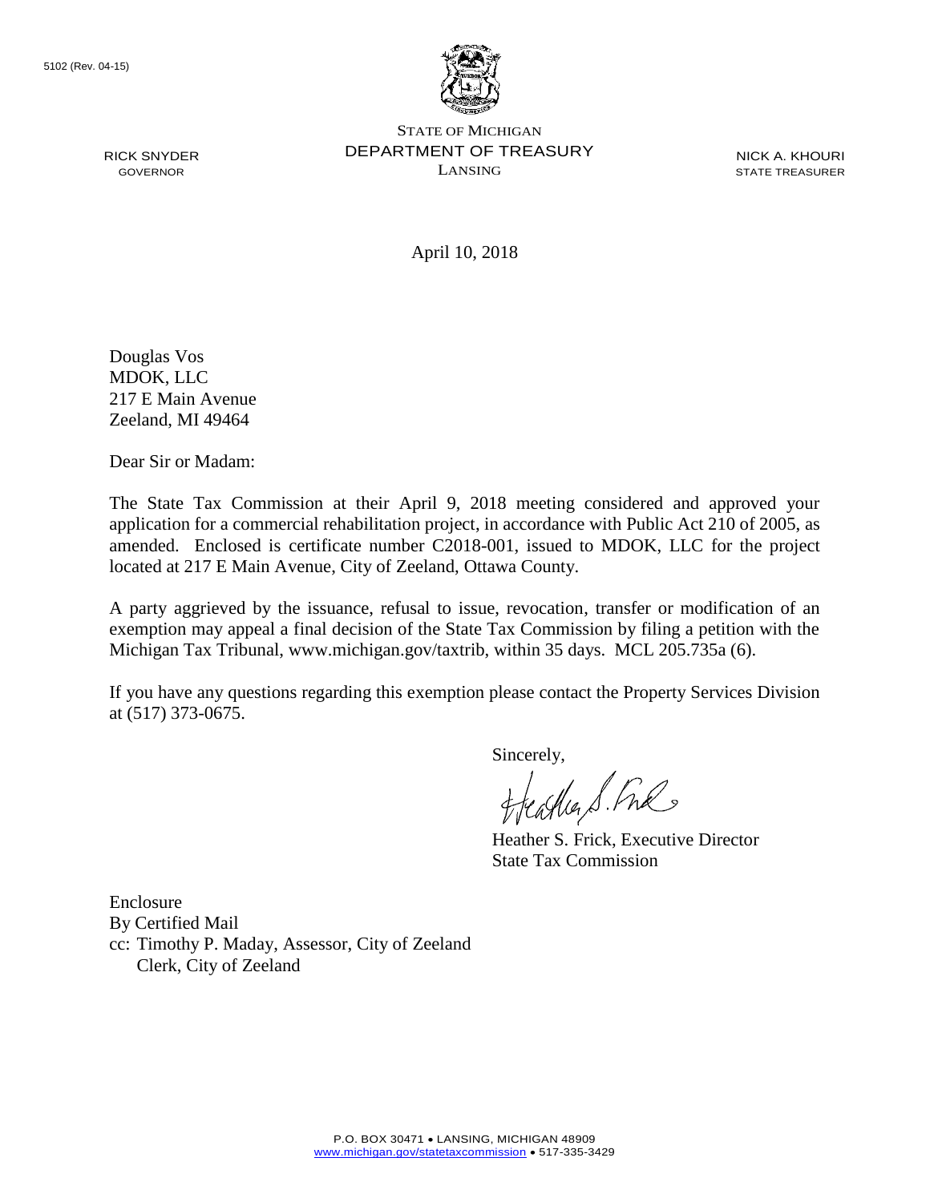5102 (Rev. 04-15)

STATE OF MICHIGAN
DEPARTMENT OF TREASURY
LANSING

RICK SNYDER
GOVERNOR

NICK A. KHOURI
STATE TREASURER

April 10, 2018

Douglas Vos
MDOK, LLC
217 E Main Avenue
Zeeland, MI 49464

Dear Sir or Madam:

The State Tax Commission at their April 9, 2018 meeting considered and approved your application for a commercial rehabilitation project, in accordance with Public Act 210 of 2005, as amended. Enclosed is certificate number C2018-001, issued to MDOK, LLC for the project located at 217 E Main Avenue, City of Zeeland, Ottawa County.

A party aggrieved by the issuance, refusal to issue, revocation, transfer or modification of an exemption may appeal a final decision of the State Tax Commission by filing a petition with the Michigan Tax Tribunal, www.michigan.gov/taxtrib, within 35 days. MCL 205.735a (6).

If you have any questions regarding this exemption please contact the Property Services Division at (517) 373-0675.

Sincerely,

Heather S. Frick, Executive Director
State Tax Commission

Enclosure
By Certified Mail
cc: Timothy P. Maday, Assessor, City of Zeeland
Clerk, City of Zeeland

P.O. BOX 30471 • LANSING, MICHIGAN 48909
www.michigan.gov/statetaxcommission • 517-335-3429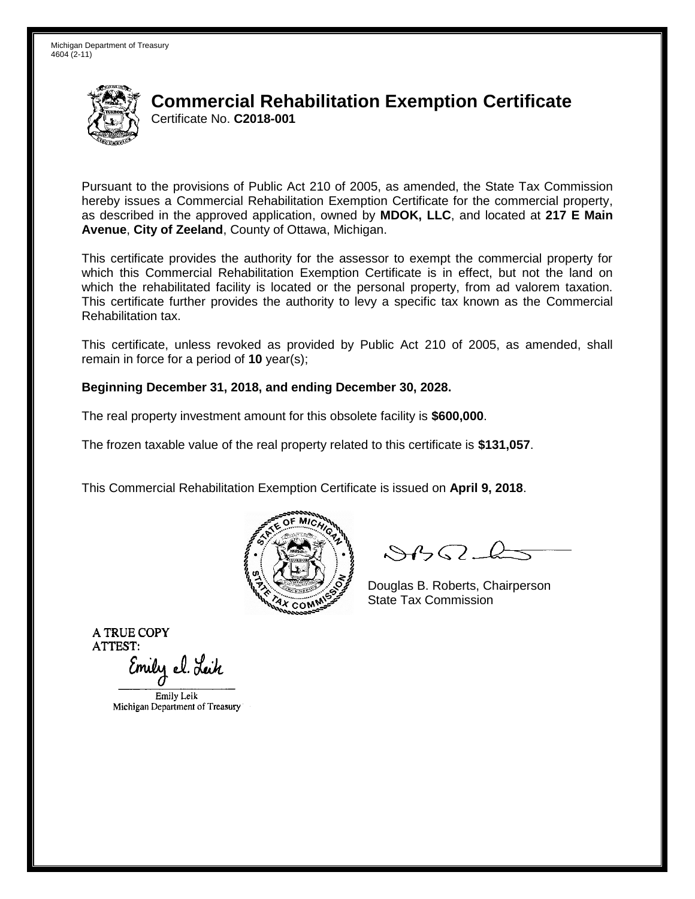Michigan Department of Treasury
4604 (2-11)

# Commercial Rehabilitation Exemption Certificate

Certificate No. **C2018-001**

Pursuant to the provisions of Public Act 210 of 2005, as amended, the State Tax Commission hereby issues a Commercial Rehabilitation Exemption Certificate for the commercial property, as described in the approved application, owned by **MDOK, LLC**, and located at **217 E Main Avenue**, **City of Zeeland**, County of Ottawa, Michigan.

This certificate provides the authority for the assessor to exempt the commercial property for which this Commercial Rehabilitation Exemption Certificate is in effect, but not the land on which the rehabilitated facility is located or the personal property, from ad valorem taxation. This certificate further provides the authority to levy a specific tax known as the Commercial Rehabilitation tax.

This certificate, unless revoked as provided by Public Act 210 of 2005, as amended, shall remain in force for a period of **10** year(s);

**Beginning December 31, 2018, and ending December 30, 2028.**

The real property investment amount for this obsolete facility is **$600,000**.

The frozen taxable value of the real property related to this certificate is **$131,057**.

This Commercial Rehabilitation Exemption Certificate is issued on **April 9, 2018**.

Douglas B. Roberts, Chairperson
State Tax Commission

A TRUE COPY
ATTEST:

Emily Leik
Michigan Department of Treasury